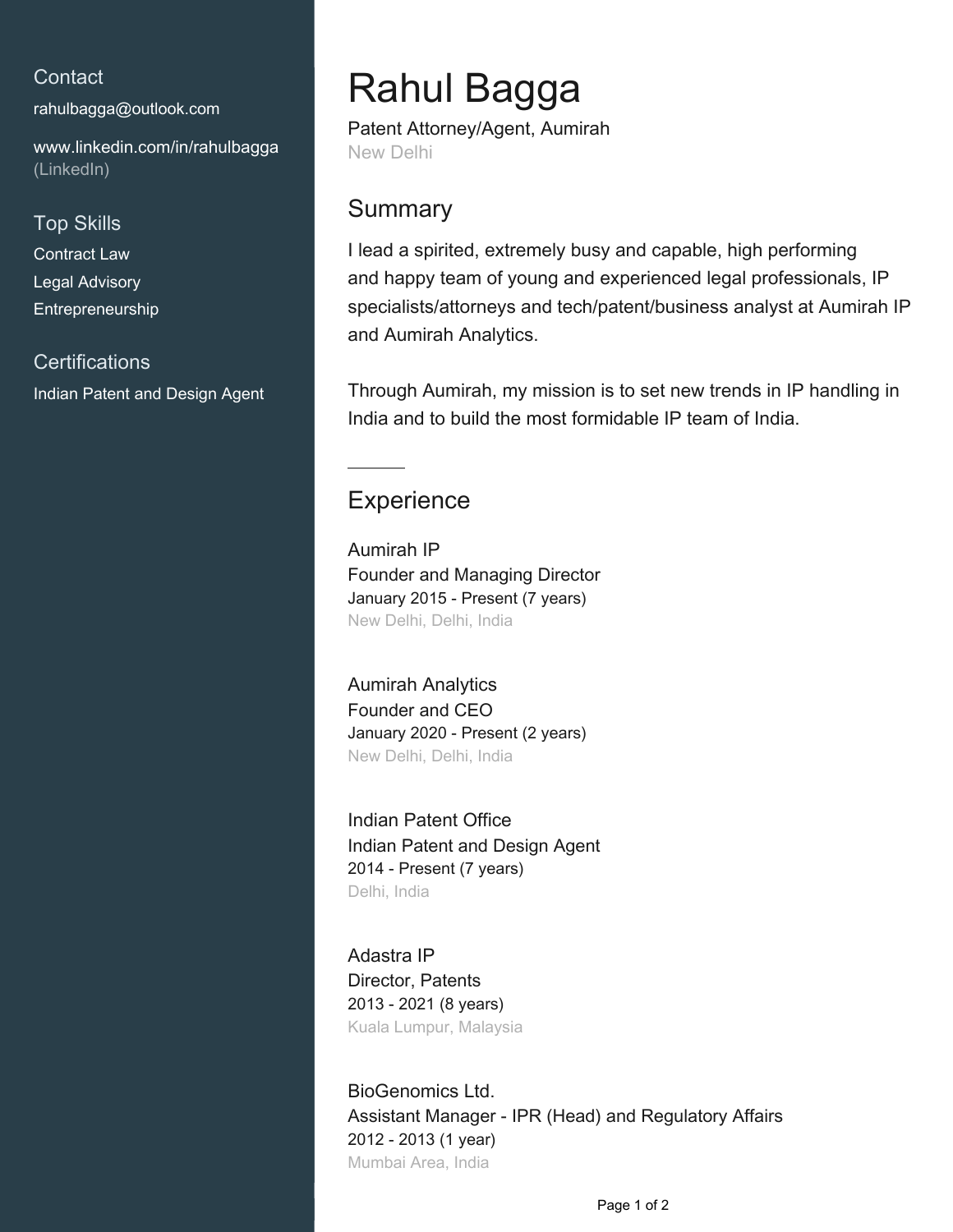## Contact

rahulbagga@outlook.com

www.linkedin.com/in/rahulbagga (LinkedIn)

## Top Skills

Contract Law

Legal Advisory

Entrepreneurship

## Certifications

Indian Patent and Design Agent

# Rahul Bagga

Patent Attorney/Agent, Aumirah

New Delhi

## Summary

I lead a spirited, extremely busy and capable, high performing and happy team of young and experienced legal professionals, IP specialists/attorneys and tech/patent/business analyst at Aumirah IP and Aumirah Analytics.

Through Aumirah, my mission is to set new trends in IP handling in India and to build the most formidable IP team of India.

---

## Experience

### Aumirah IP

Founder and Managing Director

January 2015 - Present (7 years)

New Delhi, Delhi, India

### Aumirah Analytics

Founder and CEO

January 2020 - Present (2 years)

New Delhi, Delhi, India

### Indian Patent Office

Indian Patent and Design Agent

2014 - Present (7 years)

Delhi, India

### Adastra IP

Director, Patents

2013 - 2021 (8 years)

Kuala Lumpur, Malaysia

### BioGenomics Ltd.

Assistant Manager - IPR (Head) and Regulatory Affairs

2012 - 2013 (1 year)

Mumbai Area, India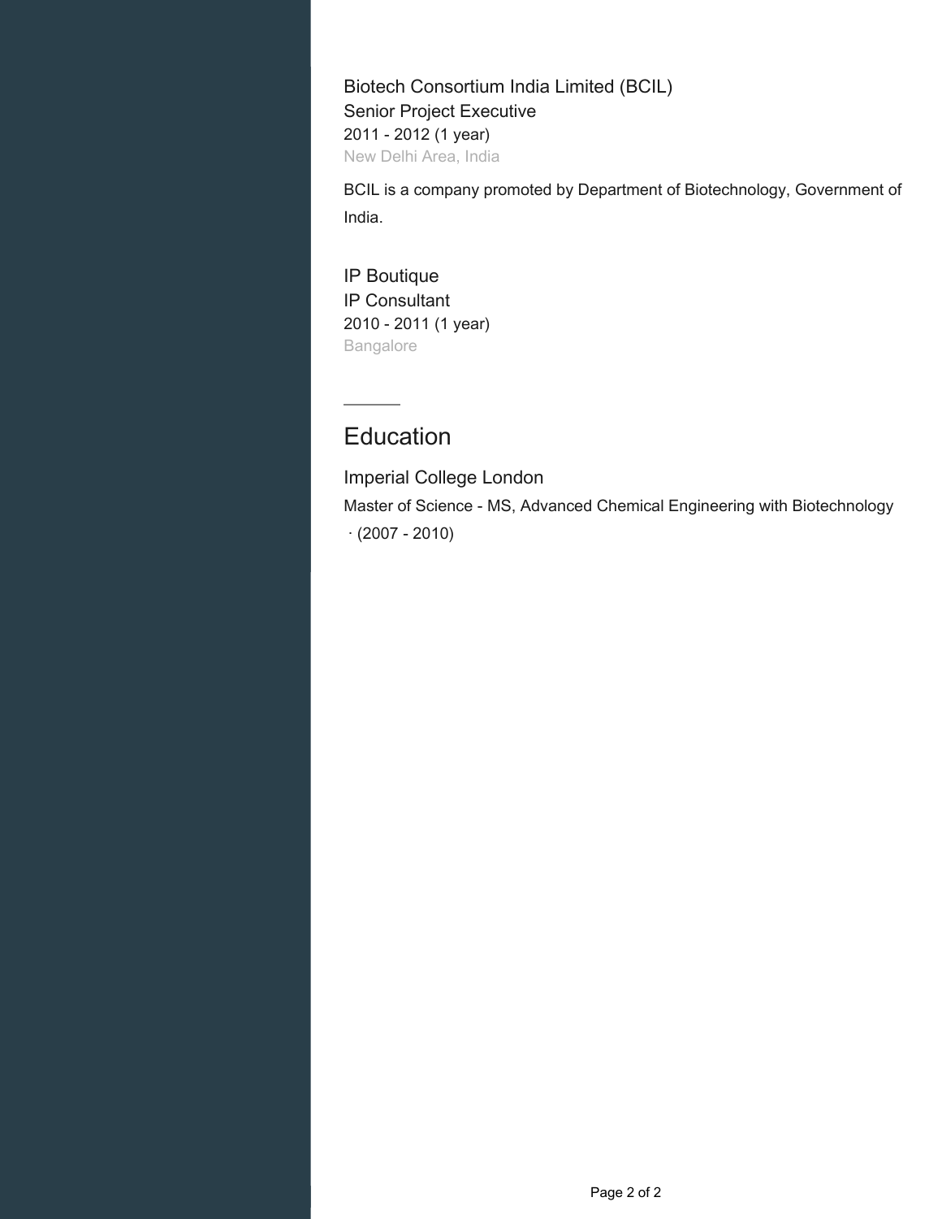Biotech Consortium India Limited (BCIL)
Senior Project Executive
2011 - 2012 (1 year)
New Delhi Area, India

BCIL is a company promoted by Department of Biotechnology, Government of India.

IP Boutique
IP Consultant
2010 - 2011 (1 year)
Bangalore

## Education

Imperial College London
Master of Science - MS, Advanced Chemical Engineering with Biotechnology · (2007 - 2010)